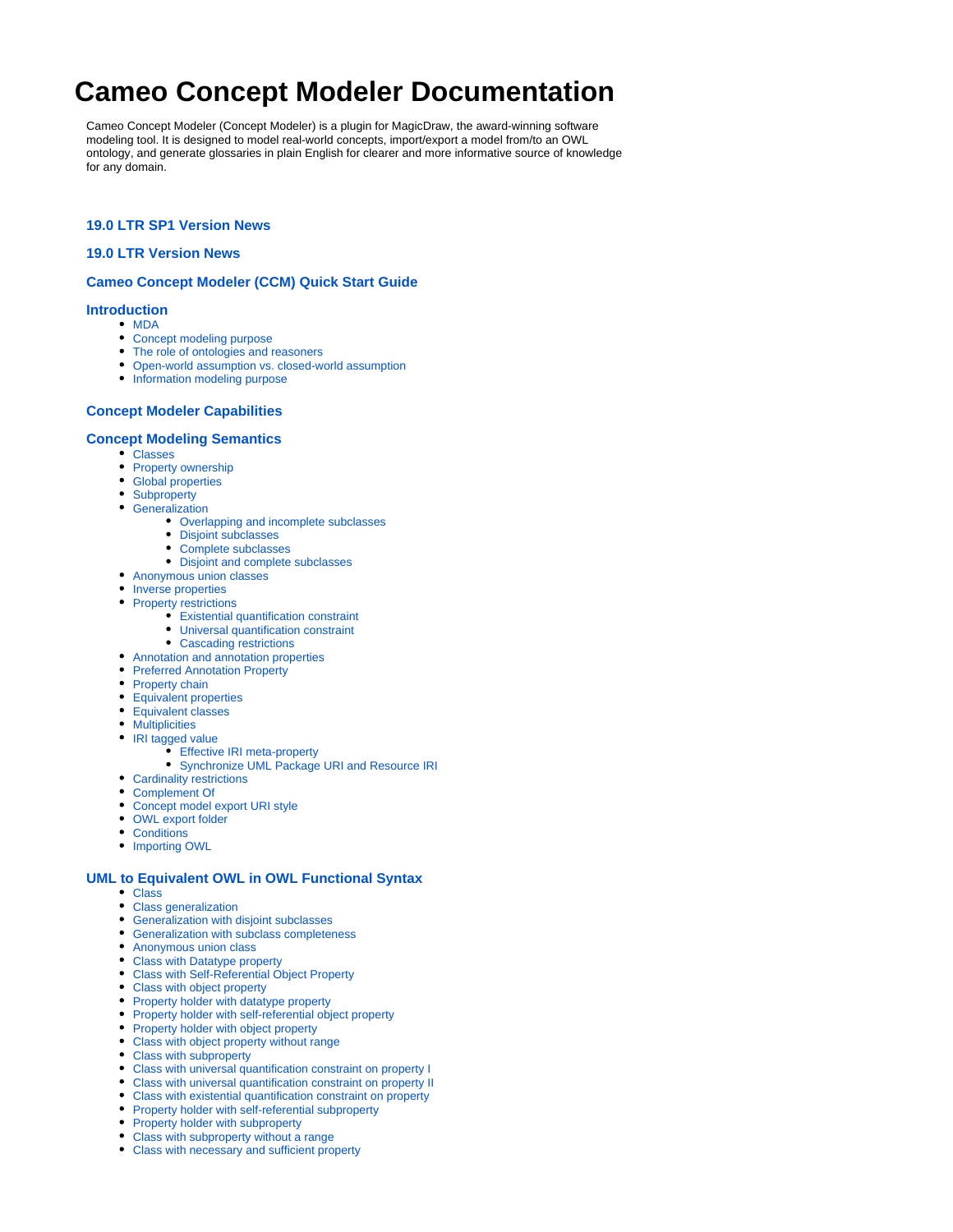# Cameo Concept Modeler Documentation

Cameo Concept Modeler (Concept Modeler) is a plugin for MagicDraw, the award-winning software modeling tool. It is designed to model real-world concepts, import/export a model from/to an OWL ontology, and generate glossaries in plain English for clearer and more informative source of knowledge for any domain.

### 19.0 LTR SP1 Version News

### 19.0 LTR Version News

### Cameo Concept Modeler (CCM) Quick Start Guide

### Introduction

- MDA
- Concept modeling purpose
- The role of ontologies and reasoners
- Open-world assumption vs. closed-world assumption
- Information modeling purpose

### Concept Modeler Capabilities

### Concept Modeling Semantics

- Classes
- Property ownership
- Global properties
- Subproperty
- Generalization
  - Overlapping and incomplete subclasses
  - Disjoint subclasses
  - Complete subclasses
  - Disjoint and complete subclasses
- Anonymous union classes
- Inverse properties
- Property restrictions
  - Existential quantification constraint
  - Universal quantification constraint
  - Cascading restrictions
- Annotation and annotation properties
- Preferred Annotation Property
- Property chain
- Equivalent properties
- Equivalent classes
- Multiplicities
- IRI tagged value
  - Effective IRI meta-property
  - Synchronize UML Package URI and Resource IRI
- Cardinality restrictions
- Complement Of
- Concept model export URI style
- OWL export folder
- Conditions
- Importing OWL

### UML to Equivalent OWL in OWL Functional Syntax

- Class
- Class generalization
- Generalization with disjoint subclasses
- Generalization with subclass completeness
- Anonymous union class
- Class with Datatype property
- Class with Self-Referential Object Property
- Class with object property
- Property holder with datatype property
- Property holder with self-referential object property
- Property holder with object property
- Class with object property without range
- Class with subproperty
- Class with universal quantification constraint on property I
- Class with universal quantification constraint on property II
- Class with existential quantification constraint on property
- Property holder with self-referential subproperty
- Property holder with subproperty
- Class with subproperty without a range
- Class with necessary and sufficient property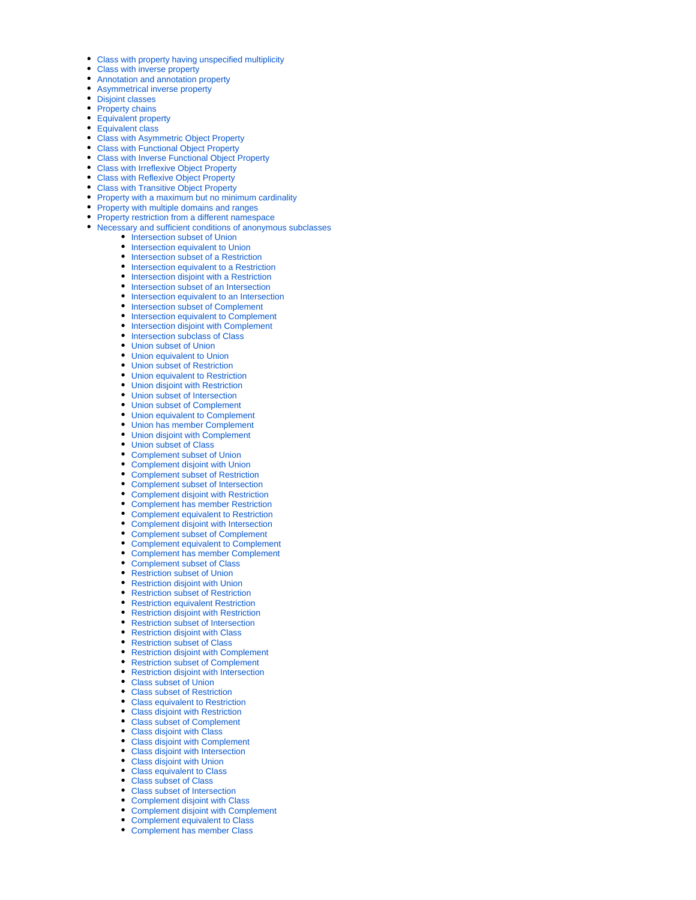- Class with property having unspecified multiplicity
- Class with inverse property
- Annotation and annotation property
- Asymmetrical inverse property
- Disjoint classes
- Property chains
- Equivalent property
- Equivalent class
- Class with Asymmetric Object Property
- Class with Functional Object Property
- Class with Inverse Functional Object Property
- Class with Irreflexive Object Property
- Class with Reflexive Object Property
- Class with Transitive Object Property
- Property with a maximum but no minimum cardinality
- Property with multiple domains and ranges
- Property restriction from a different namespace
- Necessary and sufficient conditions of anonymous subclasses
    - Intersection subset of Union
    - Intersection equivalent to Union
    - Intersection subset of a Restriction
    - Intersection equivalent to a Restriction
    - Intersection disjoint with a Restriction
    - Intersection subset of an Intersection
    - Intersection equivalent to an Intersection
    - Intersection subset of Complement
    - Intersection equivalent to Complement
    - Intersection disjoint with Complement
    - Intersection subclass of Class
    - Union subset of Union
    - Union equivalent to Union
    - Union subset of Restriction
    - Union equivalent to Restriction
    - Union disjoint with Restriction
    - Union subset of Intersection
    - Union subset of Complement
    - Union equivalent to Complement
    - Union has member Complement
    - Union disjoint with Complement
    - Union subset of Class
    - Complement subset of Union
    - Complement disjoint with Union
    - Complement subset of Restriction
    - Complement subset of Intersection
    - Complement disjoint with Restriction
    - Complement has member Restriction
    - Complement equivalent to Restriction
    - Complement disjoint with Intersection
    - Complement subset of Complement
    - Complement equivalent to Complement
    - Complement has member Complement
    - Complement subset of Class
    - Restriction subset of Union
    - Restriction disjoint with Union
    - Restriction subset of Restriction
    - Restriction equivalent Restriction
    - Restriction disjoint with Restriction
    - Restriction subset of Intersection
    - Restriction disjoint with Class
    - Restriction subset of Class
    - Restriction disjoint with Complement
    - Restriction subset of Complement
    - Restriction disjoint with Intersection
    - Class subset of Union
    - Class subset of Restriction
    - Class equivalent to Restriction
    - Class disjoint with Restriction
    - Class subset of Complement
    - Class disjoint with Class
    - Class disjoint with Complement
    - Class disjoint with Intersection
    - Class disjoint with Union
    - Class equivalent to Class
    - Class subset of Class
    - Class subset of Intersection
    - Complement disjoint with Class
    - Complement disjoint with Complement
    - Complement equivalent to Class
    - Complement has member Class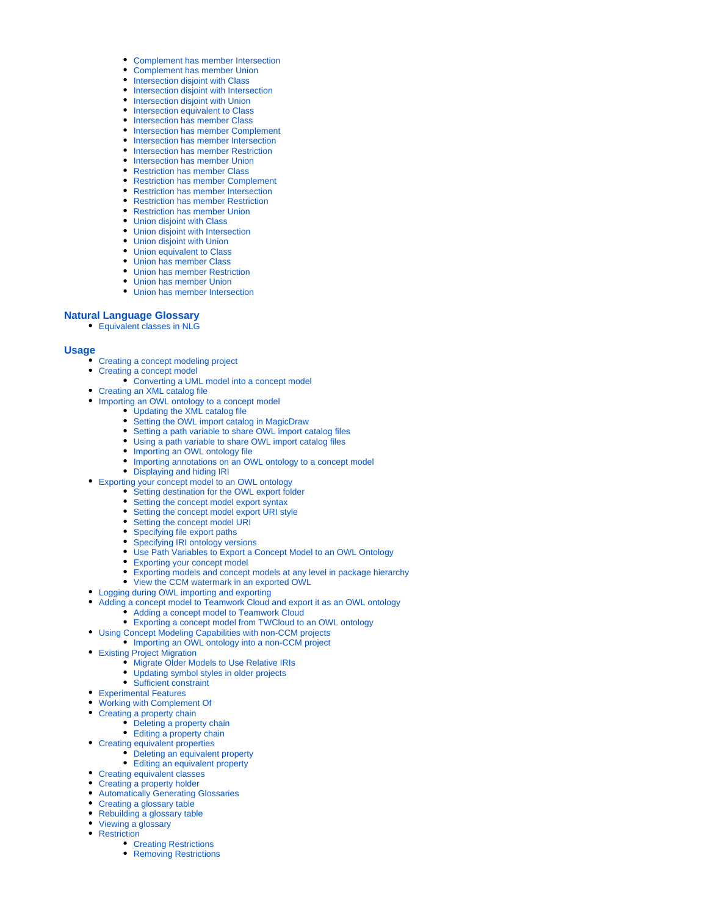- Complement has member Intersection
- Complement has member Union
- Intersection disjoint with Class
- Intersection disjoint with Intersection
- Intersection disjoint with Union
- Intersection equivalent to Class
- Intersection has member Class
- Intersection has member Complement
- Intersection has member Intersection
- Intersection has member Restriction
- Intersection has member Union
- Restriction has member Class
- Restriction has member Complement
- Restriction has member Intersection
- Restriction has member Restriction
- Restriction has member Union
- Union disjoint with Class
- Union disjoint with Intersection
- Union disjoint with Union
- Union equivalent to Class
- Union has member Class
- Union has member Restriction
- Union has member Union
- Union has member Intersection

## Natural Language Glossary

- Equivalent classes in NLG

## Usage

- Creating a concept modeling project
- Creating a concept model
  - Converting a UML model into a concept model
- Creating an XML catalog file
- Importing an OWL ontology to a concept model
  - Updating the XML catalog file
  - Setting the OWL import catalog in MagicDraw
  - Setting a path variable to share OWL import catalog files
  - Using a path variable to share OWL import catalog files
  - Importing an OWL ontology file
  - Importing annotations on an OWL ontology to a concept model
  - Displaying and hiding IRI
- Exporting your concept model to an OWL ontology
  - Setting destination for the OWL export folder
  - Setting the concept model export syntax
  - Setting the concept model export URI style
  - Setting the concept model URI
  - Specifying file export paths
  - Specifying IRI ontology versions
  - Use Path Variables to Export a Concept Model to an OWL Ontology
  - Exporting your concept model
  - Exporting models and concept models at any level in package hierarchy
  - View the CCM watermark in an exported OWL
- Logging during OWL importing and exporting
- Adding a concept model to Teamwork Cloud and export it as an OWL ontology
  - Adding a concept model to Teamwork Cloud
  - Exporting a concept model from TWCloud to an OWL ontology
- Using Concept Modeling Capabilities with non-CCM projects
  - Importing an OWL ontology into a non-CCM project
- Existing Project Migration
  - Migrate Older Models to Use Relative IRIs
  - Updating symbol styles in older projects
  - Sufficient constraint
- Experimental Features
- Working with Complement Of
- Creating a property chain
  - Deleting a property chain
  - Editing a property chain
- Creating equivalent properties
  - Deleting an equivalent property
  - Editing an equivalent property
- Creating equivalent classes
- Creating a property holder
- Automatically Generating Glossaries
- Creating a glossary table
- Rebuilding a glossary table
- Viewing a glossary
- Restriction
  - Creating Restrictions
  - Removing Restrictions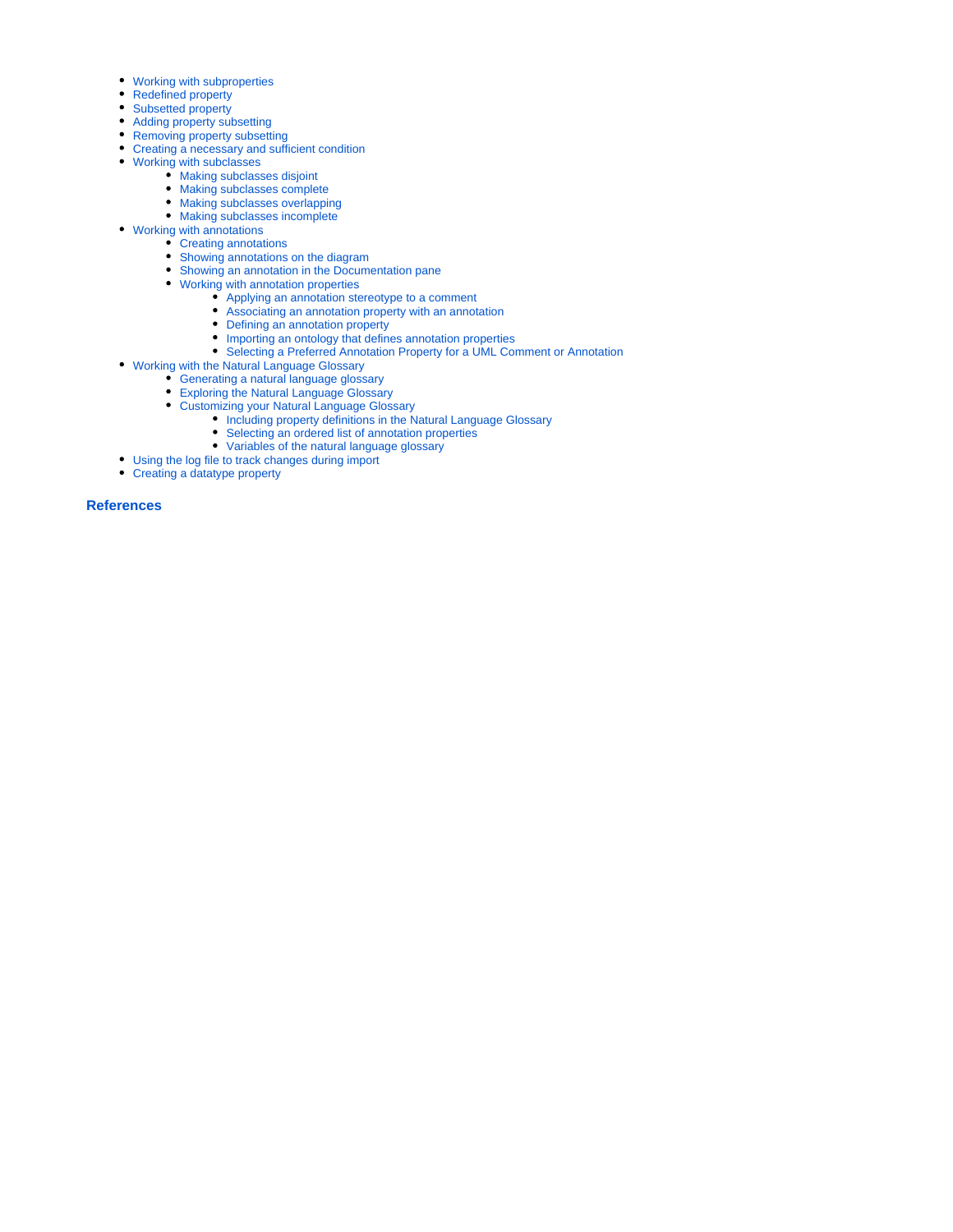- Working with subproperties
- Redefined property
- Subsetted property
- Adding property subsetting
- Removing property subsetting
- Creating a necessary and sufficient condition
- Working with subclasses
  - Making subclasses disjoint
  - Making subclasses complete
  - Making subclasses overlapping
  - Making subclasses incomplete
- Working with annotations
  - Creating annotations
  - Showing annotations on the diagram
  - Showing an annotation in the Documentation pane
  - Working with annotation properties
    - Applying an annotation stereotype to a comment
    - Associating an annotation property with an annotation
    - Defining an annotation property
    - Importing an ontology that defines annotation properties
    - Selecting a Preferred Annotation Property for a UML Comment or Annotation
- Working with the Natural Language Glossary
  - Generating a natural language glossary
  - Exploring the Natural Language Glossary
  - Customizing your Natural Language Glossary
    - Including property definitions in the Natural Language Glossary
    - Selecting an ordered list of annotation properties
    - Variables of the natural language glossary
- Using the log file to track changes during import
- Creating a datatype property

## References